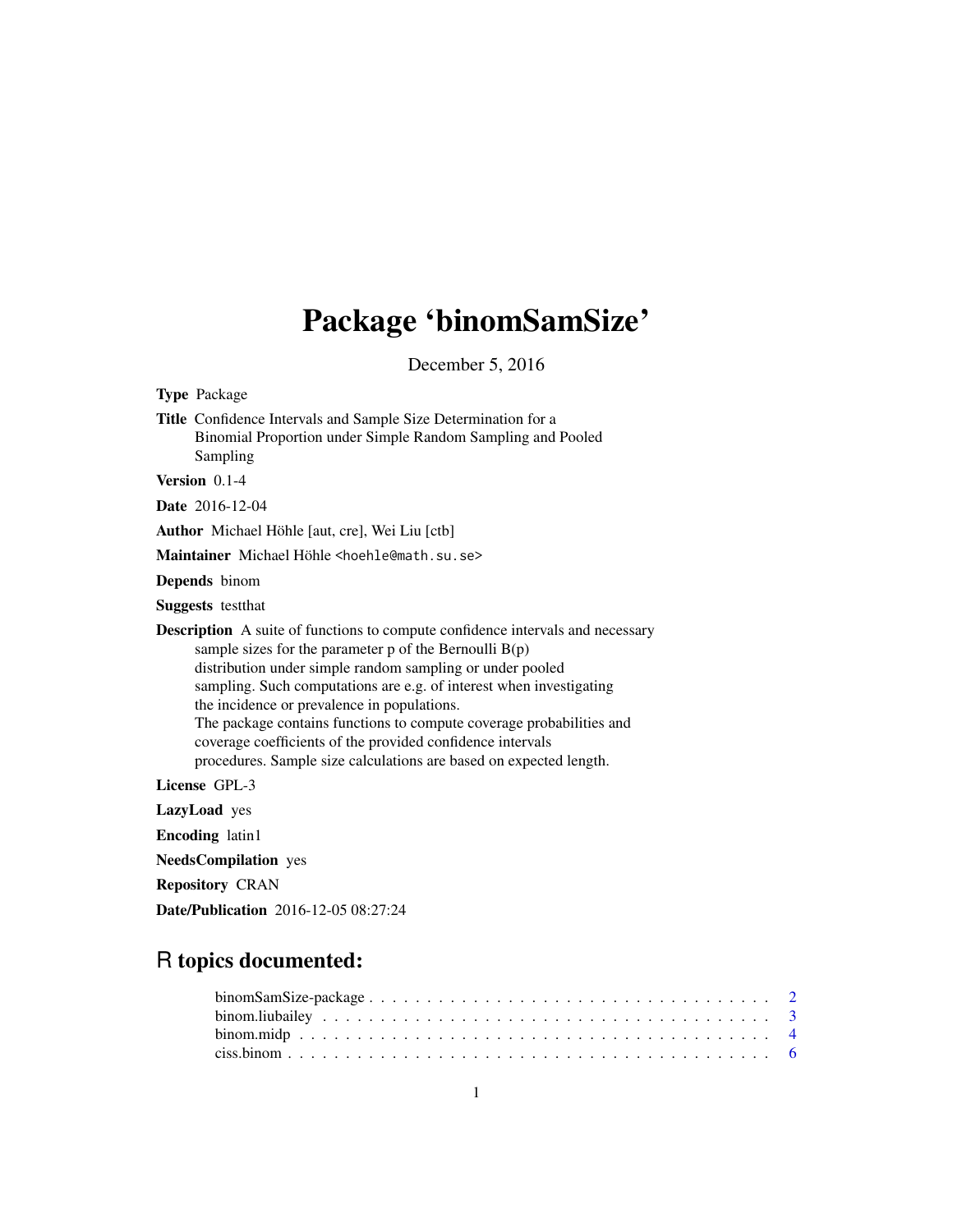# Package 'binomSamSize'

December 5, 2016

**Type** Package

**Title** Confidence Intervals and Sample Size Determination for a Binomial Proportion under Simple Random Sampling and Pooled Sampling

**Version** 0.1-4

**Date** 2016-12-04

**Author** Michael Höhle [aut, cre], Wei Liu [ctb]

**Maintainer** Michael Höhle <hoehle@math.su.se>

**Depends** binom

**Suggests** testthat

**Description** A suite of functions to compute confidence intervals and necessary sample sizes for the parameter p of the Bernoulli B(p) distribution under simple random sampling or under pooled sampling. Such computations are e.g. of interest when investigating the incidence or prevalence in populations. The package contains functions to compute coverage probabilities and coverage coefficients of the provided confidence intervals procedures. Sample size calculations are based on expected length.

**License** GPL-3

**LazyLoad** yes

**Encoding** latin1

**NeedsCompilation** yes

**Repository** CRAN

**Date/Publication** 2016-12-05 08:27:24

## R topics documented:

binomSamSize-package . . . . . . . . . . . . . . . . . . . . . . . . . . . . . . . . . . 2
binom.liubailey . . . . . . . . . . . . . . . . . . . . . . . . . . . . . . . . . . . . . . 3
binom.midp . . . . . . . . . . . . . . . . . . . . . . . . . . . . . . . . . . . . . . . . 4
ciss.binom . . . . . . . . . . . . . . . . . . . . . . . . . . . . . . . . . . . . . . . . 6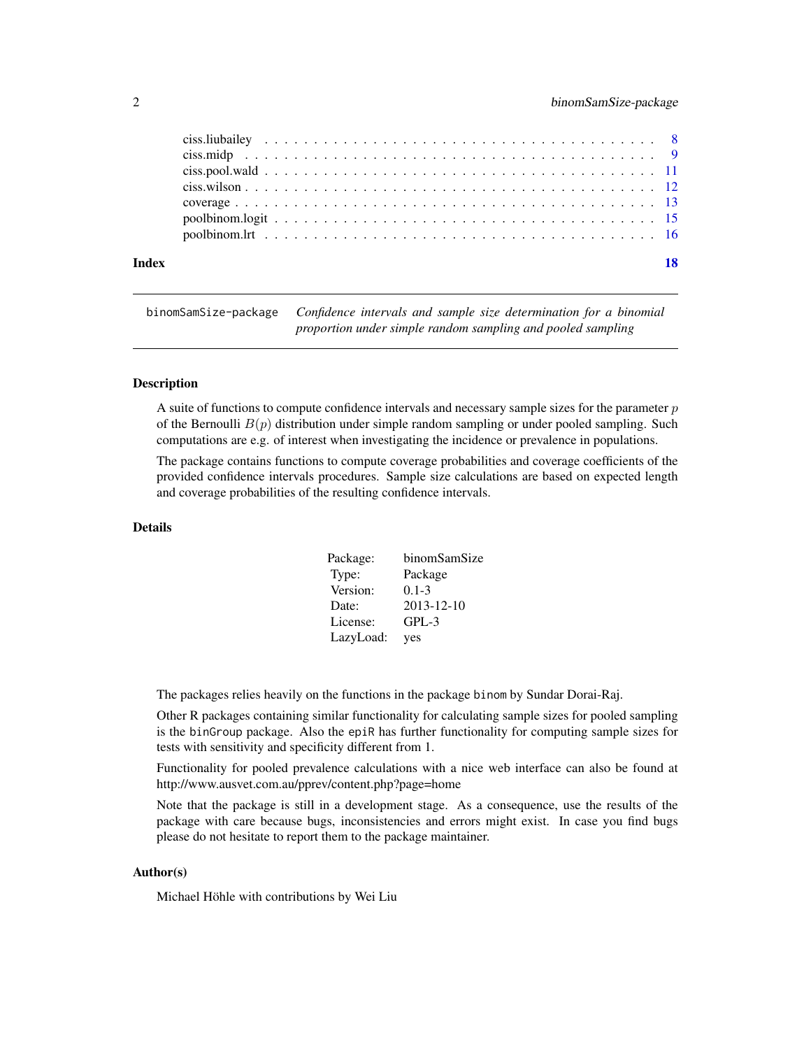ciss.liubailey . . . . . . . . . . . . . . . . . . . . . . . . . . . . . . . . . . . . 8
ciss.midp . . . . . . . . . . . . . . . . . . . . . . . . . . . . . . . . . . . . . . . 9
ciss.pool.wald . . . . . . . . . . . . . . . . . . . . . . . . . . . . . . . . . . . . 11
ciss.wilson . . . . . . . . . . . . . . . . . . . . . . . . . . . . . . . . . . . . . . 12
coverage . . . . . . . . . . . . . . . . . . . . . . . . . . . . . . . . . . . . . . . 13
poolbinom.logit . . . . . . . . . . . . . . . . . . . . . . . . . . . . . . . . . . . 15
poolbinom.lrt . . . . . . . . . . . . . . . . . . . . . . . . . . . . . . . . . . . . 16

**Index** **18**

---

`binomSamSize-package` *Confidence intervals and sample size determination for a binomial proportion under simple random sampling and pooled sampling*

---

## Description

A suite of functions to compute confidence intervals and necessary sample sizes for the parameter $p$ of the Bernoulli $B(p)$ distribution under simple random sampling or under pooled sampling. Such computations are e.g. of interest when investigating the incidence or prevalence in populations.

The package contains functions to compute coverage probabilities and coverage coefficients of the provided confidence intervals procedures. Sample size calculations are based on expected length and coverage probabilities of the resulting confidence intervals.

## Details

| | |
|---|---|
| Package: | binomSamSize |
| Type: | Package |
| Version: | 0.1-3 |
| Date: | 2013-12-10 |
| License: | GPL-3 |
| LazyLoad: | yes |

The packages relies heavily on the functions in the package `binom` by Sundar Dorai-Raj.

Other R packages containing similar functionality for calculating sample sizes for pooled sampling is the `binGroup` package. Also the `epiR` has further functionality for computing sample sizes for tests with sensitivity and specificity different from 1.

Functionality for pooled prevalence calculations with a nice web interface can also be found at http://www.ausvet.com.au/pprev/content.php?page=home

Note that the package is still in a development stage. As a consequence, use the results of the package with care because bugs, inconsistencies and errors might exist. In case you find bugs please do not hesitate to report them to the package maintainer.

## Author(s)

Michael Höhle with contributions by Wei Liu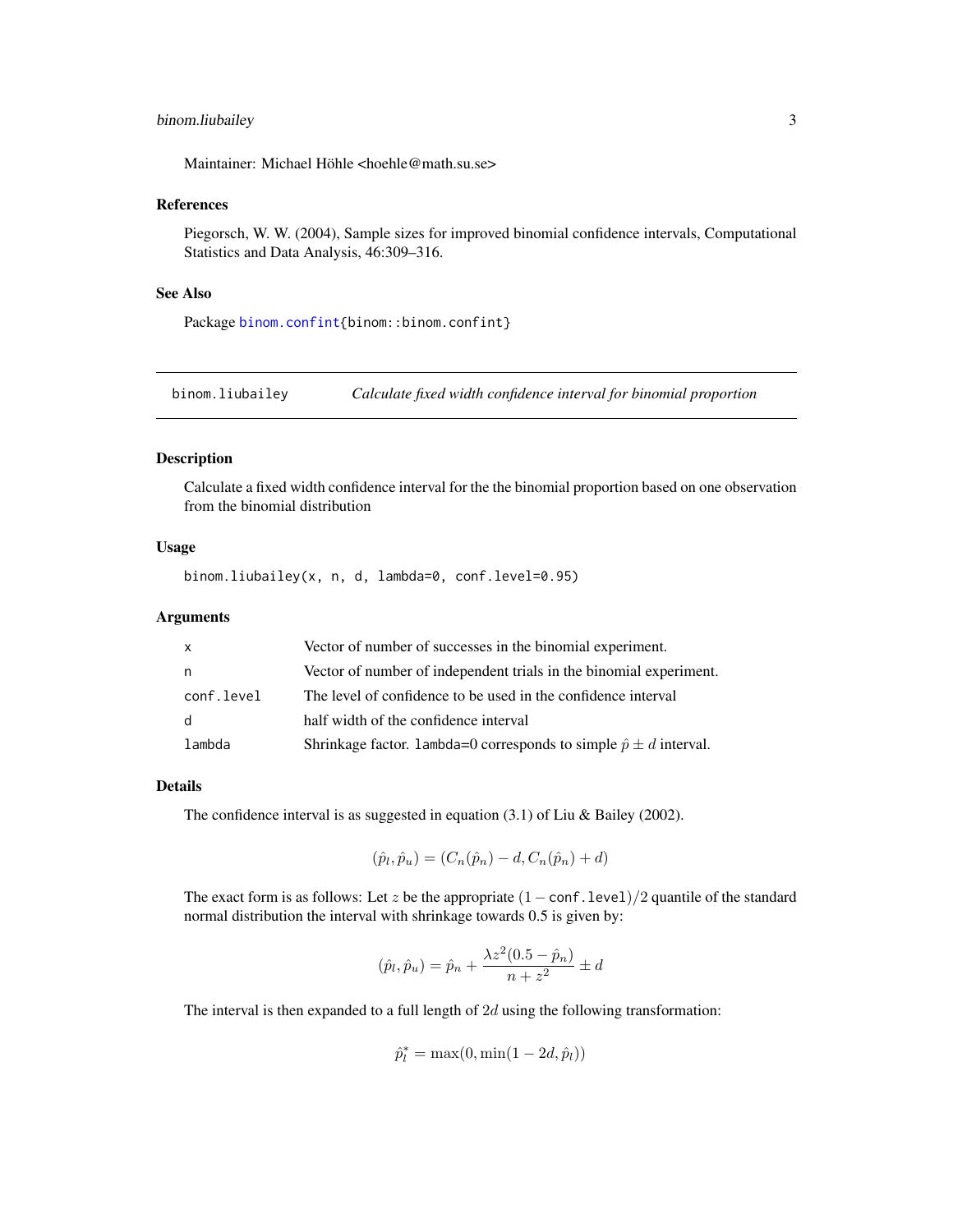Maintainer: Michael Höhle <hoehle@math.su.se>

### References

Piegorsch, W. W. (2004), Sample sizes for improved binomial confidence intervals, Computational Statistics and Data Analysis, 46:309–316.

### See Also

Package binom.confint{binom::binom.confint}

---

## binom.liubailey *Calculate fixed width confidence interval for binomial proportion*

---

### Description

Calculate a fixed width confidence interval for the the binomial proportion based on one observation from the binomial distribution

### Usage

```
binom.liubailey(x, n, d, lambda=0, conf.level=0.95)
```

### Arguments

| | |
|---|---|
| x | Vector of number of successes in the binomial experiment. |
| n | Vector of number of independent trials in the binomial experiment. |
| conf.level | The level of confidence to be used in the confidence interval |
| d | half width of the confidence interval |
| lambda | Shrinkage factor. lambda=0 corresponds to simple $\hat{p} \pm d$ interval. |

### Details

The confidence interval is as suggested in equation (3.1) of Liu & Bailey (2002).

$$(\hat{p}_l, \hat{p}_u) = (C_n(\hat{p}_n) - d, C_n(\hat{p}_n) + d)$$

The exact form is as follows: Let $z$ be the appropriate $(1 - \texttt{conf.level})/2$ quantile of the standard normal distribution the interval with shrinkage towards 0.5 is given by:

$$(\hat{p}_l, \hat{p}_u) = \hat{p}_n + \frac{\lambda z^2 (0.5 - \hat{p}_n)}{n + z^2} \pm d$$

The interval is then expanded to a full length of $2d$ using the following transformation:

$$\hat{p}_l^* = \max(0, \min(1 - 2d, \hat{p}_l))$$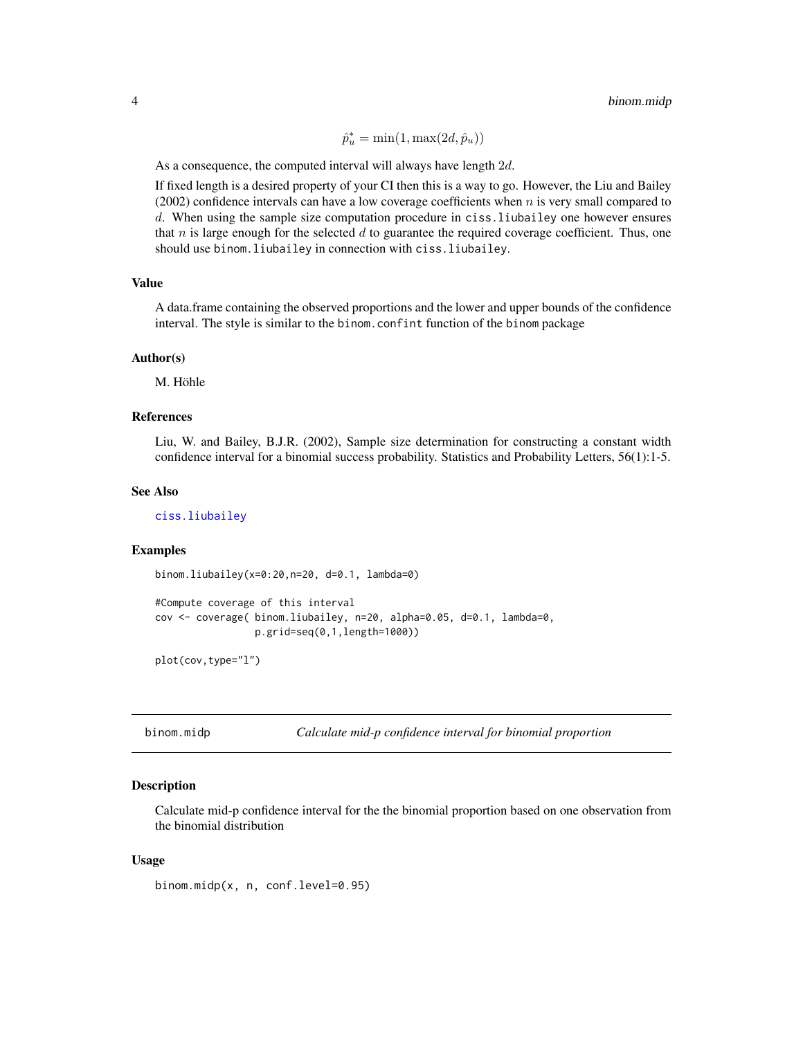$$\hat{p}_u^* = \min(1, \max(2d, \hat{p}_u))$$

As a consequence, the computed interval will always have length $2d$.

If fixed length is a desired property of your CI then this is a way to go. However, the Liu and Bailey (2002) confidence intervals can have a low coverage coefficients when $n$ is very small compared to $d$. When using the sample size computation procedure in `ciss.liubailey` one however ensures that $n$ is large enough for the selected $d$ to guarantee the required coverage coefficient. Thus, one should use `binom.liubailey` in connection with `ciss.liubailey`.

### Value

A data.frame containing the observed proportions and the lower and upper bounds of the confidence interval. The style is similar to the `binom.confint` function of the `binom` package

### Author(s)

M. Höhle

### References

Liu, W. and Bailey, B.J.R. (2002), Sample size determination for constructing a constant width confidence interval for a binomial success probability. Statistics and Probability Letters, 56(1):1-5.

### See Also

`ciss.liubailey`

### Examples

```
binom.liubailey(x=0:20,n=20, d=0.1, lambda=0)

#Compute coverage of this interval
cov <- coverage( binom.liubailey, n=20, alpha=0.05, d=0.1, lambda=0,
                p.grid=seq(0,1,length=1000))

plot(cov,type="l")
```

---

## binom.midp — *Calculate mid-p confidence interval for binomial proportion*

### Description

Calculate mid-p confidence interval for the the binomial proportion based on one observation from the binomial distribution

### Usage

```
binom.midp(x, n, conf.level=0.95)
```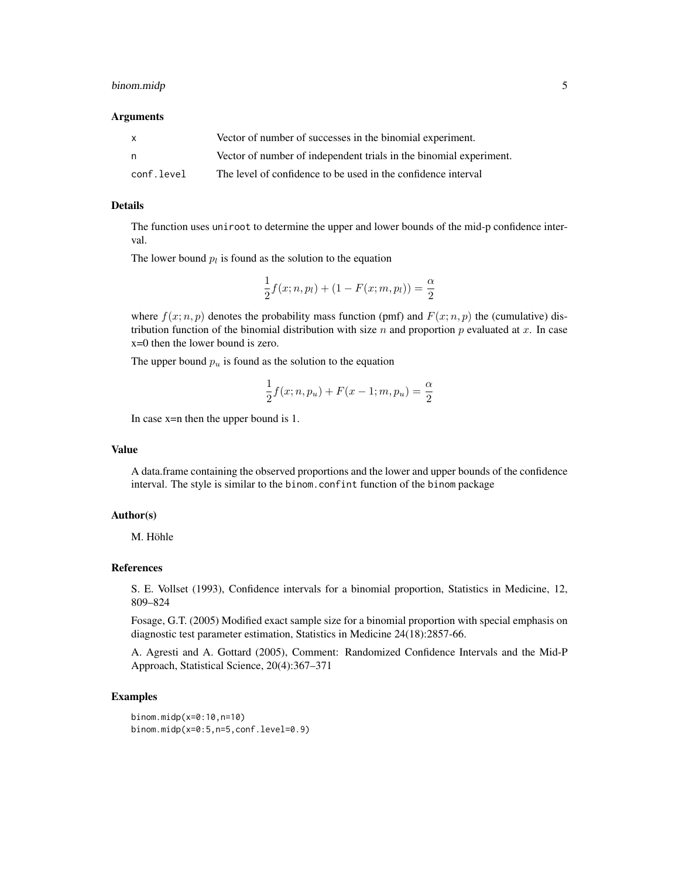### Arguments

| | |
|---|---|
| x | Vector of number of successes in the binomial experiment. |
| n | Vector of number of independent trials in the binomial experiment. |
| conf.level | The level of confidence to be used in the confidence interval |

### Details

The function uses `uniroot` to determine the upper and lower bounds of the mid-p confidence interval.

The lower bound $p_l$ is found as the solution to the equation

$$\frac{1}{2}f(x; n, p_l) + (1 - F(x; m, p_l)) = \frac{\alpha}{2}$$

where $f(x; n, p)$ denotes the probability mass function (pmf) and $F(x; n, p)$ the (cumulative) distribution function of the binomial distribution with size $n$ and proportion $p$ evaluated at $x$. In case x=0 then the lower bound is zero.

The upper bound $p_u$ is found as the solution to the equation

$$\frac{1}{2}f(x; n, p_u) + F(x - 1; m, p_u) = \frac{\alpha}{2}$$

In case x=n then the upper bound is 1.

### Value

A data.frame containing the observed proportions and the lower and upper bounds of the confidence interval. The style is similar to the `binom.confint` function of the `binom` package

### Author(s)

M. Höhle

### References

S. E. Vollset (1993), Confidence intervals for a binomial proportion, Statistics in Medicine, 12, 809–824

Fosage, G.T. (2005) Modified exact sample size for a binomial proportion with special emphasis on diagnostic test parameter estimation, Statistics in Medicine 24(18):2857-66.

A. Agresti and A. Gottard (2005), Comment: Randomized Confidence Intervals and the Mid-P Approach, Statistical Science, 20(4):367–371

### Examples

```
binom.midp(x=0:10,n=10)
binom.midp(x=0:5,n=5,conf.level=0.9)
```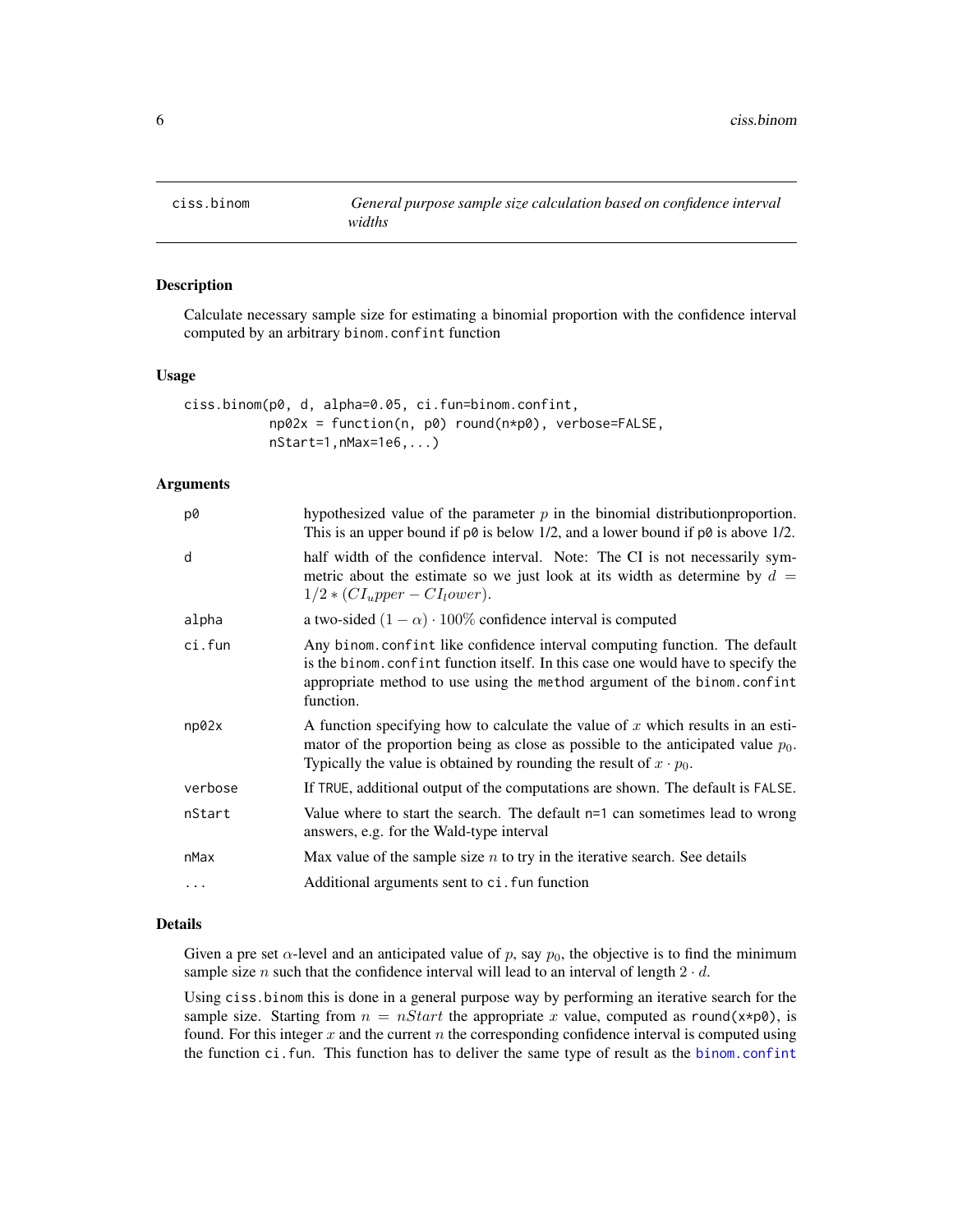# ciss.binom — General purpose sample size calculation based on confidence interval widths

## Description

Calculate necessary sample size for estimating a binomial proportion with the confidence interval computed by an arbitrary `binom.confint` function

## Usage

```
ciss.binom(p0, d, alpha=0.05, ci.fun=binom.confint,
           np02x = function(n, p0) round(n*p0), verbose=FALSE,
           nStart=1,nMax=1e6,...)
```

## Arguments

| | |
|---|---|
| `p0` | hypothesized value of the parameter $p$ in the binomial distributionproportion. This is an upper bound if `p0` is below 1/2, and a lower bound if `p0` is above 1/2. |
| `d` | half width of the confidence interval. Note: The CI is not necessarily symmetric about the estimate so we just look at its width as determine by $d = 1/2 * (CI_upper - CI_lower)$. |
| `alpha` | a two-sided $(1-\alpha) \cdot 100\%$ confidence interval is computed |
| `ci.fun` | Any `binom.confint` like confidence interval computing function. The default is the `binom.confint` function itself. In this case one would have to specify the appropriate method to use using the `method` argument of the `binom.confint` function. |
| `np02x` | A function specifying how to calculate the value of $x$ which results in an estimator of the proportion being as close as possible to the anticipated value $p_0$. Typically the value is obtained by rounding the result of $x \cdot p_0$. |
| `verbose` | If `TRUE`, additional output of the computations are shown. The default is `FALSE`. |
| `nStart` | Value where to start the search. The default n=1 can sometimes lead to wrong answers, e.g. for the Wald-type interval |
| `nMax` | Max value of the sample size $n$ to try in the iterative search. See details |
| `...` | Additional arguments sent to `ci.fun` function |

## Details

Given a pre set $\alpha$-level and an anticipated value of $p$, say $p_0$, the objective is to find the minimum sample size $n$ such that the confidence interval will lead to an interval of length $2 \cdot d$.

Using `ciss.binom` this is done in a general purpose way by performing an iterative search for the sample size. Starting from $n = nStart$ the appropriate $x$ value, computed as `round(x*p0)`, is found. For this integer $x$ and the current $n$ the corresponding confidence interval is computed using the function `ci.fun`. This function has to deliver the same type of result as the `binom.confint`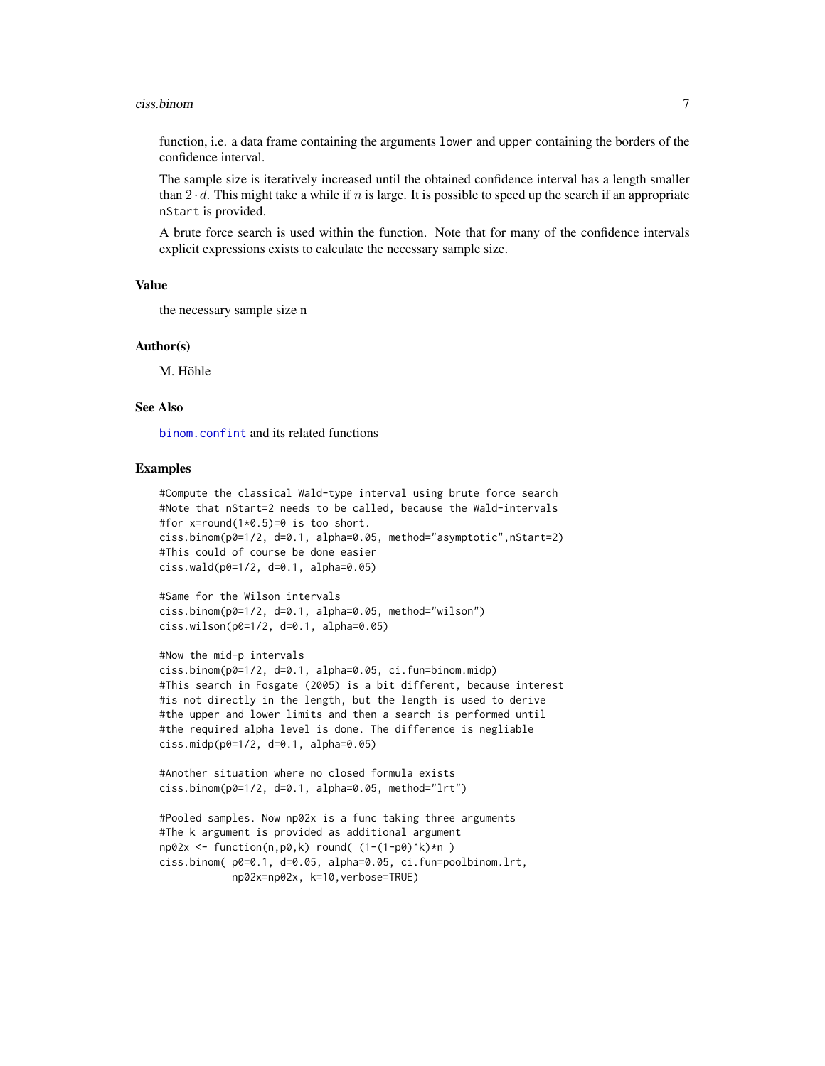function, i.e. a data frame containing the arguments `lower` and `upper` containing the borders of the confidence interval.

The sample size is iteratively increased until the obtained confidence interval has a length smaller than $2 \cdot d$. This might take a while if $n$ is large. It is possible to speed up the search if an appropriate `nStart` is provided.

A brute force search is used within the function. Note that for many of the confidence intervals explicit expressions exists to calculate the necessary sample size.

## Value

the necessary sample size n

## Author(s)

M. Höhle

## See Also

`binom.confint` and its related functions

## Examples

```
#Compute the classical Wald-type interval using brute force search
#Note that nStart=2 needs to be called, because the Wald-intervals
#for x=round(1*0.5)=0 is too short.
ciss.binom(p0=1/2, d=0.1, alpha=0.05, method="asymptotic",nStart=2)
#This could of course be done easier
ciss.wald(p0=1/2, d=0.1, alpha=0.05)

#Same for the Wilson intervals
ciss.binom(p0=1/2, d=0.1, alpha=0.05, method="wilson")
ciss.wilson(p0=1/2, d=0.1, alpha=0.05)

#Now the mid-p intervals
ciss.binom(p0=1/2, d=0.1, alpha=0.05, ci.fun=binom.midp)
#This search in Fosgate (2005) is a bit different, because interest
#is not directly in the length, but the length is used to derive
#the upper and lower limits and then a search is performed until
#the required alpha level is done. The difference is negliable
ciss.midp(p0=1/2, d=0.1, alpha=0.05)

#Another situation where no closed formula exists
ciss.binom(p0=1/2, d=0.1, alpha=0.05, method="lrt")

#Pooled samples. Now np02x is a func taking three arguments
#The k argument is provided as additional argument
np02x <- function(n,p0,k) round( (1-(1-p0)^k)*n )
ciss.binom( p0=0.1, d=0.05, alpha=0.05, ci.fun=poolbinom.lrt,
            np02x=np02x, k=10,verbose=TRUE)
```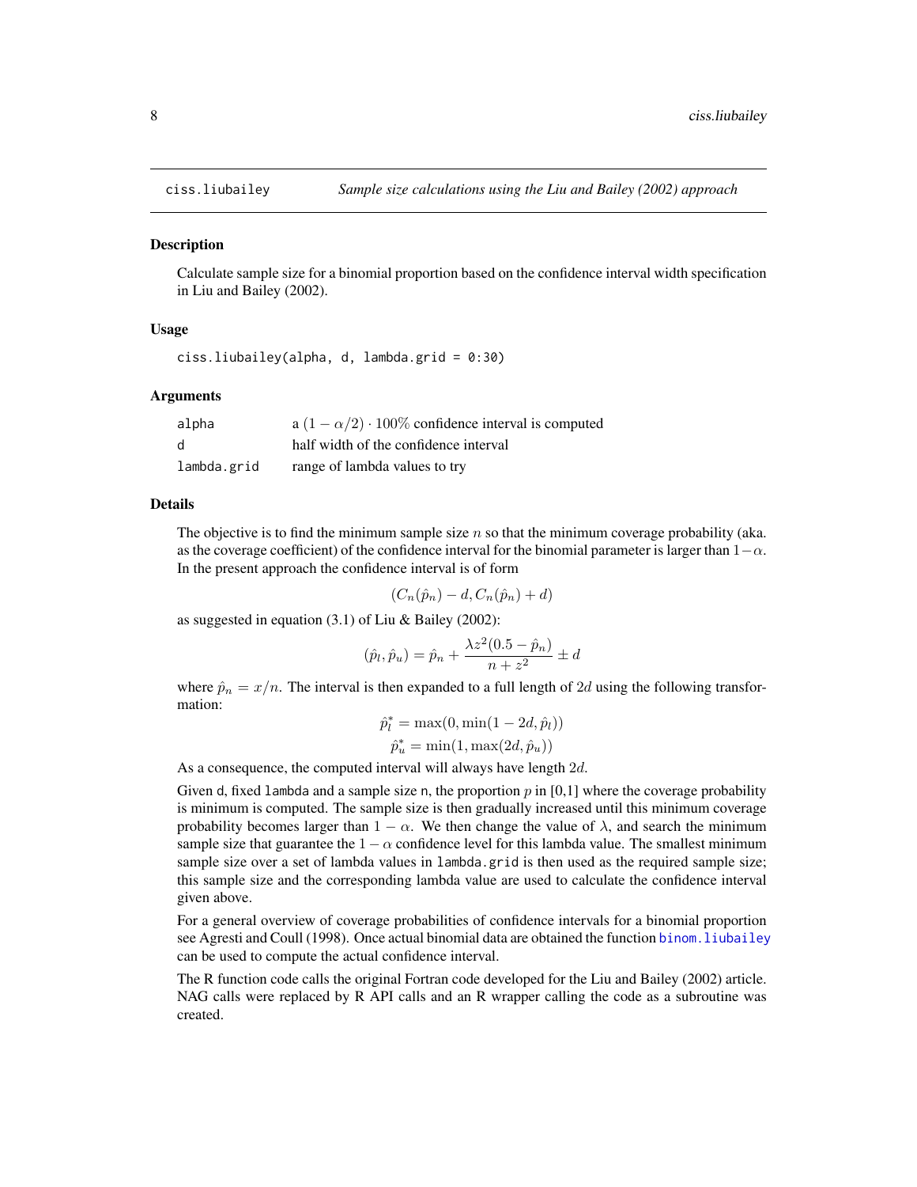## ciss.liubailey — *Sample size calculations using the Liu and Bailey (2002) approach*

### Description

Calculate sample size for a binomial proportion based on the confidence interval width specification in Liu and Bailey (2002).

### Usage

```
ciss.liubailey(alpha, d, lambda.grid = 0:30)
```

### Arguments

| | |
|---|---|
| `alpha` | a $(1 - \alpha/2) \cdot 100\%$ confidence interval is computed |
| `d` | half width of the confidence interval |
| `lambda.grid` | range of lambda values to try |

### Details

The objective is to find the minimum sample size $n$ so that the minimum coverage probability (aka. as the coverage coefficient) of the confidence interval for the binomial parameter is larger than $1-\alpha$. In the present approach the confidence interval is of form

$$(C_n(\hat{p}_n) - d, C_n(\hat{p}_n) + d)$$

as suggested in equation (3.1) of Liu & Bailey (2002):

$$(\hat{p}_l, \hat{p}_u) = \hat{p}_n + \frac{\lambda z^2 (0.5 - \hat{p}_n)}{n + z^2} \pm d$$

where $\hat{p}_n = x/n$. The interval is then expanded to a full length of $2d$ using the following transformation:

$$\hat{p}_l^* = \max(0, \min(1 - 2d, \hat{p}_l))$$
$$\hat{p}_u^* = \min(1, \max(2d, \hat{p}_u))$$

As a consequence, the computed interval will always have length $2d$.

Given `d`, fixed `lambda` and a sample size `n`, the proportion $p$ in [0,1] where the coverage probability is minimum is computed. The sample size is then gradually increased until this minimum coverage probability becomes larger than $1 - \alpha$. We then change the value of $\lambda$, and search the minimum sample size that guarantee the $1 - \alpha$ confidence level for this lambda value. The smallest minimum sample size over a set of lambda values in `lambda.grid` is then used as the required sample size; this sample size and the corresponding lambda value are used to calculate the confidence interval given above.

For a general overview of coverage probabilities of confidence intervals for a binomial proportion see Agresti and Coull (1998). Once actual binomial data are obtained the function `binom.liubailey` can be used to compute the actual confidence interval.

The R function code calls the original Fortran code developed for the Liu and Bailey (2002) article. NAG calls were replaced by R API calls and an R wrapper calling the code as a subroutine was created.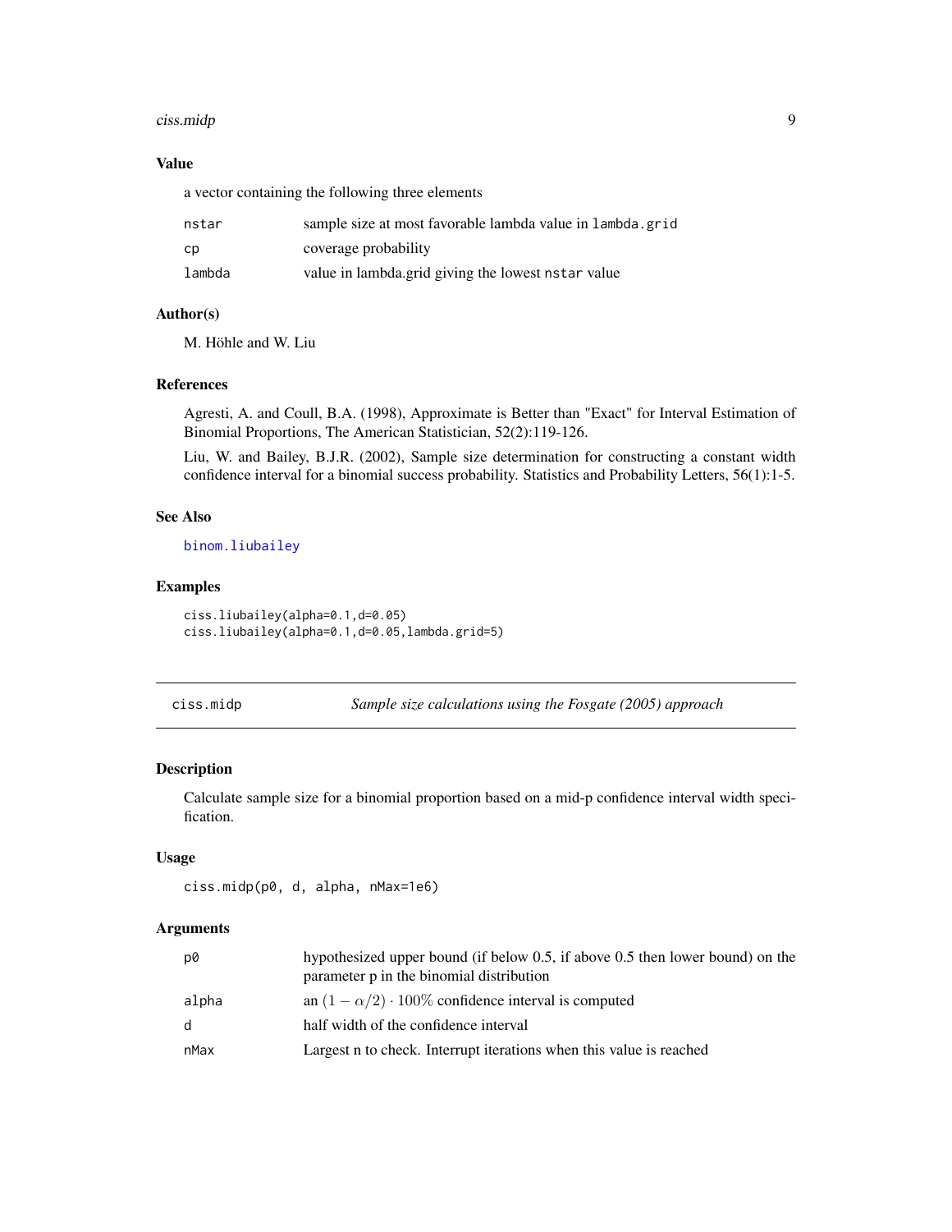### Value

a vector containing the following three elements

| | |
|---|---|
| nstar | sample size at most favorable lambda value in `lambda.grid` |
| cp | coverage probability |
| lambda | value in lambda.grid giving the lowest `nstar` value |

### Author(s)

M. Höhle and W. Liu

### References

Agresti, A. and Coull, B.A. (1998), Approximate is Better than "Exact" for Interval Estimation of Binomial Proportions, The American Statistician, 52(2):119-126.

Liu, W. and Bailey, B.J.R. (2002), Sample size determination for constructing a constant width confidence interval for a binomial success probability. Statistics and Probability Letters, 56(1):1-5.

### See Also

binom.liubailey

### Examples

```
ciss.liubailey(alpha=0.1,d=0.05)
ciss.liubailey(alpha=0.1,d=0.05,lambda.grid=5)
```

---

## ciss.midp — *Sample size calculations using the Fosgate (2005) approach*

### Description

Calculate sample size for a binomial proportion based on a mid-p confidence interval width specification.

### Usage

```
ciss.midp(p0, d, alpha, nMax=1e6)
```

### Arguments

| | |
|---|---|
| p0 | hypothesized upper bound (if below 0.5, if above 0.5 then lower bound) on the parameter p in the binomial distribution |
| alpha | an $(1 - \alpha/2) \cdot 100\%$ confidence interval is computed |
| d | half width of the confidence interval |
| nMax | Largest n to check. Interrupt iterations when this value is reached |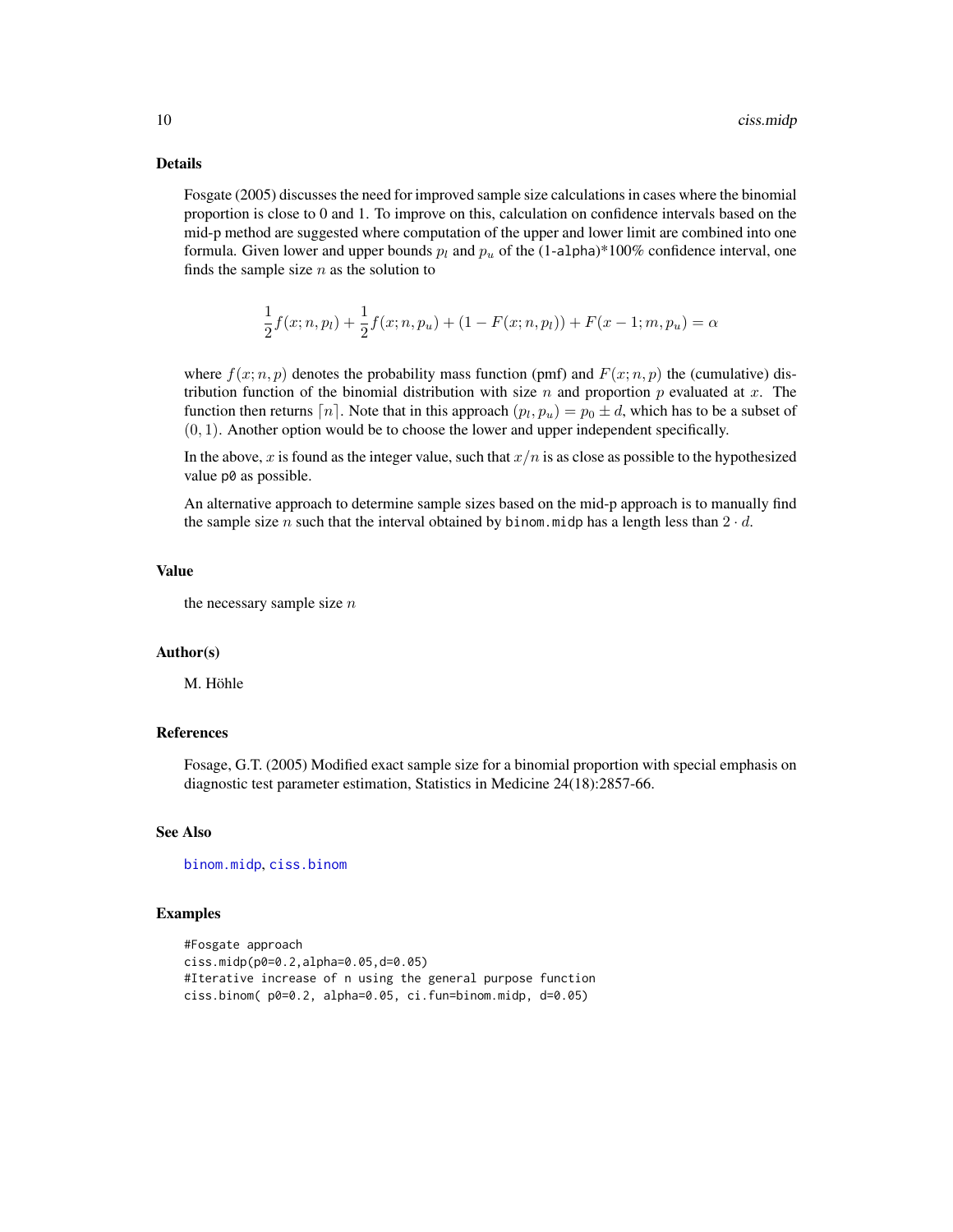### Details

Fosgate (2005) discusses the need for improved sample size calculations in cases where the binomial proportion is close to 0 and 1. To improve on this, calculation on confidence intervals based on the mid-p method are suggested where computation of the upper and lower limit are combined into one formula. Given lower and upper bounds $p_l$ and $p_u$ of the (1-alpha)*100% confidence interval, one finds the sample size $n$ as the solution to

$$\frac{1}{2}f(x;n,p_l) + \frac{1}{2}f(x;n,p_u) + (1 - F(x;n,p_l)) + F(x-1;m,p_u) = \alpha$$

where $f(x;n,p)$ denotes the probability mass function (pmf) and $F(x;n,p)$ the (cumulative) distribution function of the binomial distribution with size $n$ and proportion $p$ evaluated at $x$. The function then returns $\lceil n \rceil$. Note that in this approach $(p_l, p_u) = p_0 \pm d$, which has to be a subset of $(0,1)$. Another option would be to choose the lower and upper independent specifically.

In the above, $x$ is found as the integer value, such that $x/n$ is as close as possible to the hypothesized value `p0` as possible.

An alternative approach to determine sample sizes based on the mid-p approach is to manually find the sample size $n$ such that the interval obtained by `binom.midp` has a length less than $2 \cdot d$.

### Value

the necessary sample size $n$

### Author(s)

M. Höhle

### References

Fosage, G.T. (2005) Modified exact sample size for a binomial proportion with special emphasis on diagnostic test parameter estimation, Statistics in Medicine 24(18):2857-66.

### See Also

`binom.midp`, `ciss.binom`

### Examples

```
#Fosgate approach
ciss.midp(p0=0.2,alpha=0.05,d=0.05)
#Iterative increase of n using the general purpose function
ciss.binom( p0=0.2, alpha=0.05, ci.fun=binom.midp, d=0.05)
```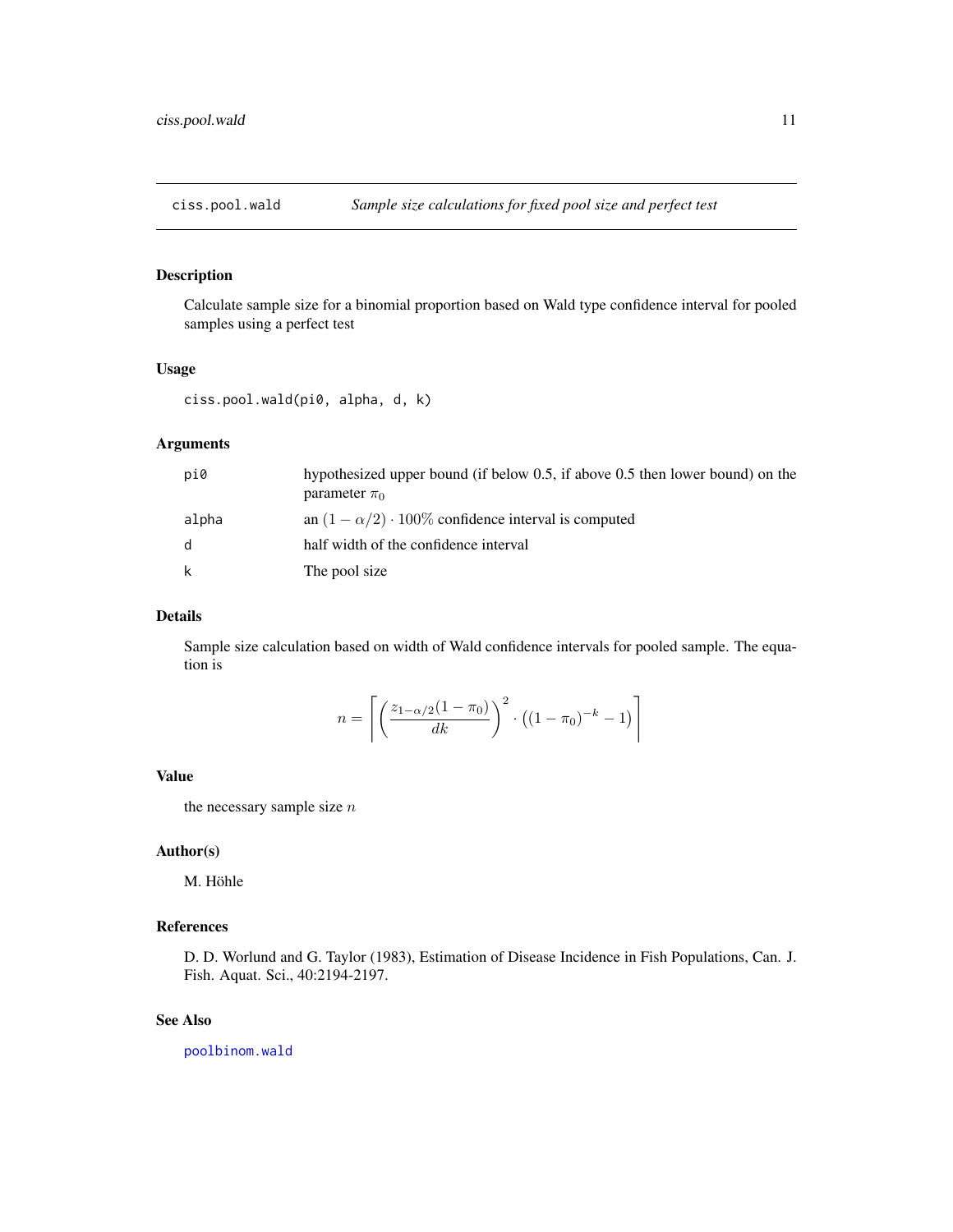# ciss.pool.wald *Sample size calculations for fixed pool size and perfect test*

## Description

Calculate sample size for a binomial proportion based on Wald type confidence interval for pooled samples using a perfect test

## Usage

```
ciss.pool.wald(pi0, alpha, d, k)
```

## Arguments

| | |
|---|---|
| pi0 | hypothesized upper bound (if below 0.5, if above 0.5 then lower bound) on the parameter $\pi_0$ |
| alpha | an $(1-\alpha/2) \cdot 100\%$ confidence interval is computed |
| d | half width of the confidence interval |
| k | The pool size |

## Details

Sample size calculation based on width of Wald confidence intervals for pooled sample. The equation is

$$n = \left\lceil \left( \frac{z_{1-\alpha/2}(1-\pi_0)}{dk} \right)^2 \cdot \left( (1-\pi_0)^{-k} - 1 \right) \right\rceil$$

## Value

the necessary sample size $n$

## Author(s)

M. Höhle

## References

D. D. Worlund and G. Taylor (1983), Estimation of Disease Incidence in Fish Populations, Can. J. Fish. Aquat. Sci., 40:2194-2197.

## See Also

poolbinom.wald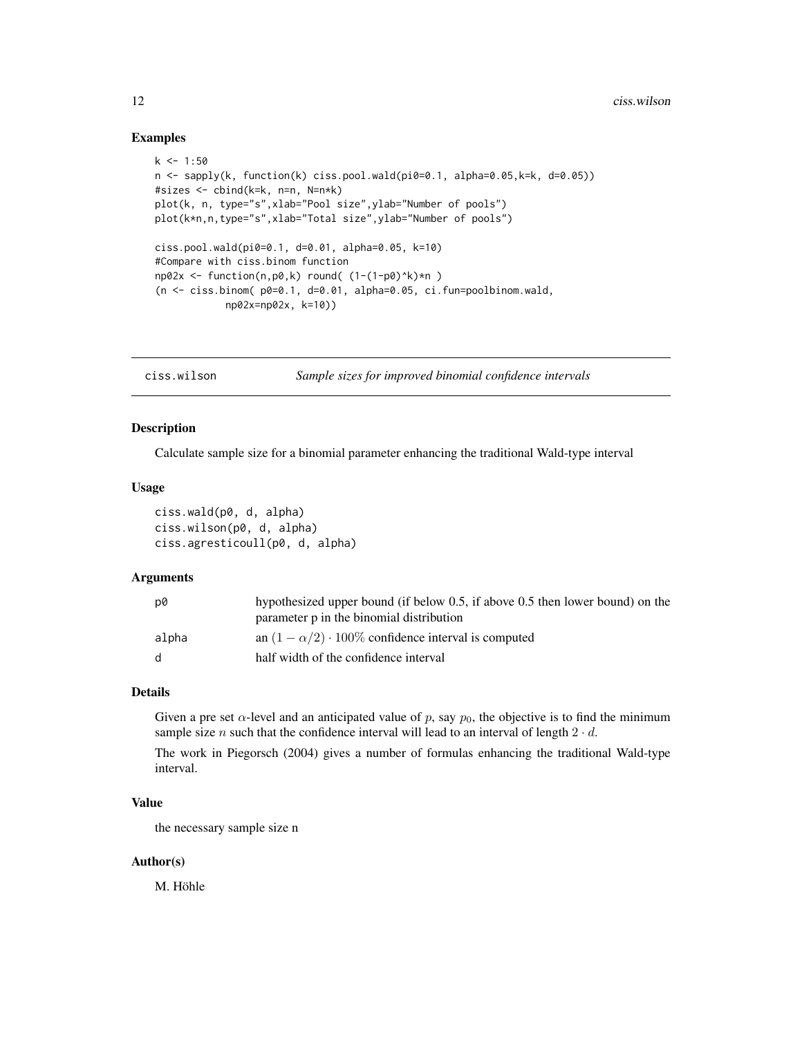## Examples

```
k <- 1:50
n <- sapply(k, function(k) ciss.pool.wald(pi0=0.1, alpha=0.05,k=k, d=0.05))
#sizes <- cbind(k=k, n=n, N=n*k)
plot(k, n, type="s",xlab="Pool size",ylab="Number of pools")
plot(k*n,n,type="s",xlab="Total size",ylab="Number of pools")

ciss.pool.wald(pi0=0.1, d=0.01, alpha=0.05, k=10)
#Compare with ciss.binom function
np02x <- function(n,p0,k) round( (1-(1-p0)^k)*n )
(n <- ciss.binom( p0=0.1, d=0.01, alpha=0.05, ci.fun=poolbinom.wald,
            np02x=np02x, k=10))
```

---

# ciss.wilson — *Sample sizes for improved binomial confidence intervals*

## Description

Calculate sample size for a binomial parameter enhancing the traditional Wald-type interval

## Usage

```
ciss.wald(p0, d, alpha)
ciss.wilson(p0, d, alpha)
ciss.agresticoull(p0, d, alpha)
```

## Arguments

| | |
|---|---|
| p0 | hypothesized upper bound (if below 0.5, if above 0.5 then lower bound) on the parameter p in the binomial distribution |
| alpha | an $(1-\alpha/2)\cdot 100\%$ confidence interval is computed |
| d | half width of the confidence interval |

## Details

Given a pre set $\alpha$-level and an anticipated value of $p$, say $p_0$, the objective is to find the minimum sample size $n$ such that the confidence interval will lead to an interval of length $2\cdot d$.

The work in Piegorsch (2004) gives a number of formulas enhancing the traditional Wald-type interval.

## Value

the necessary sample size n

## Author(s)

M. Höhle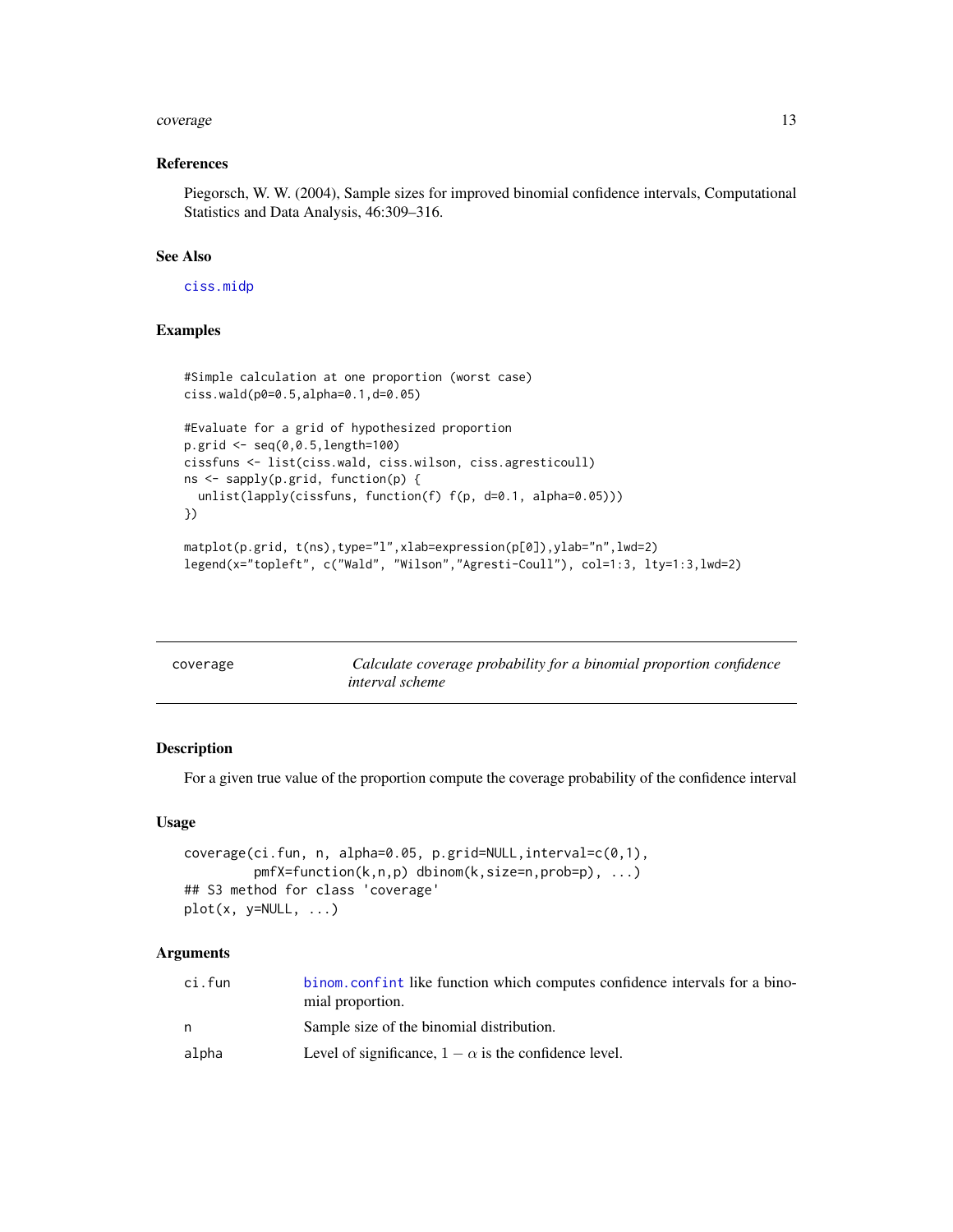### References

Piegorsch, W. W. (2004), Sample sizes for improved binomial confidence intervals, Computational Statistics and Data Analysis, 46:309–316.

### See Also

ciss.midp

### Examples

```
#Simple calculation at one proportion (worst case)
ciss.wald(p0=0.5,alpha=0.1,d=0.05)

#Evaluate for a grid of hypothesized proportion
p.grid <- seq(0,0.5,length=100)
cissfuns <- list(ciss.wald, ciss.wilson, ciss.agresticoull)
ns <- sapply(p.grid, function(p) {
  unlist(lapply(cissfuns, function(f) f(p, d=0.1, alpha=0.05)))
})

matplot(p.grid, t(ns),type="l",xlab=expression(p[0]),ylab="n",lwd=2)
legend(x="topleft", c("Wald", "Wilson","Agresti-Coull"), col=1:3, lty=1:3,lwd=2)
```

---

## coverage — *Calculate coverage probability for a binomial proportion confidence interval scheme*

---

### Description

For a given true value of the proportion compute the coverage probability of the confidence interval

### Usage

```
coverage(ci.fun, n, alpha=0.05, p.grid=NULL,interval=c(0,1),
         pmfX=function(k,n,p) dbinom(k,size=n,prob=p), ...)
## S3 method for class 'coverage'
plot(x, y=NULL, ...)
```

### Arguments

| | |
|---|---|
| ci.fun | binom.confint like function which computes confidence intervals for a binomial proportion. |
| n | Sample size of the binomial distribution. |
| alpha | Level of significance, $1 - \alpha$ is the confidence level. |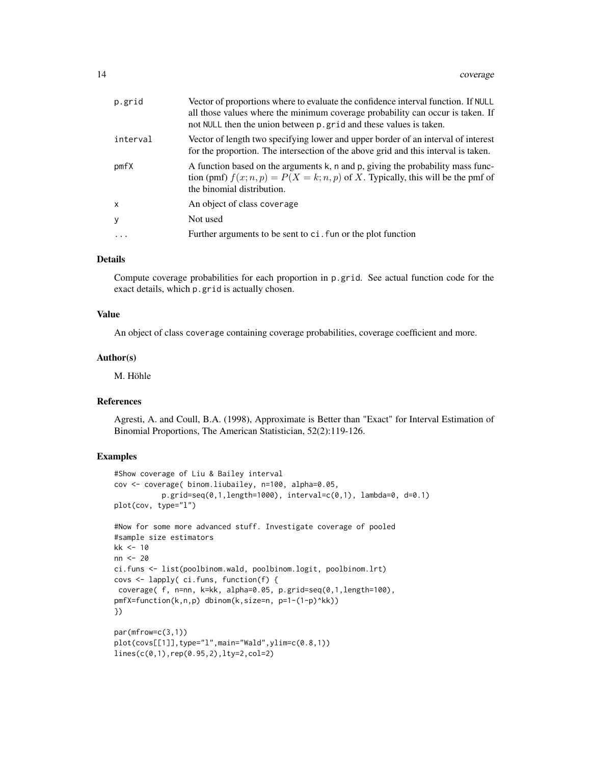| | |
|---|---|
| p.grid | Vector of proportions where to evaluate the confidence interval function. If NULL all those values where the minimum coverage probability can occur is taken. If not NULL then the union between p.grid and these values is taken. |
| interval | Vector of length two specifying lower and upper border of an interval of interest for the proportion. The intersection of the above grid and this interval is taken. |
| pmfX | A function based on the arguments k, n and p, giving the probability mass function (pmf) $f(x; n, p) = P(X = k; n, p)$ of $X$. Typically, this will be the pmf of the binomial distribution. |
| x | An object of class coverage |
| y | Not used |
| ... | Further arguments to be sent to ci.fun or the plot function |

### Details

Compute coverage probabilities for each proportion in p.grid. See actual function code for the exact details, which p.grid is actually chosen.

### Value

An object of class coverage containing coverage probabilities, coverage coefficient and more.

### Author(s)

M. Höhle

### References

Agresti, A. and Coull, B.A. (1998), Approximate is Better than "Exact" for Interval Estimation of Binomial Proportions, The American Statistician, 52(2):119-126.

### Examples

```
#Show coverage of Liu & Bailey interval
cov <- coverage( binom.liubailey, n=100, alpha=0.05,
          p.grid=seq(0,1,length=1000), interval=c(0,1), lambda=0, d=0.1)
plot(cov, type="l")

#Now for some more advanced stuff. Investigate coverage of pooled
#sample size estimators
kk <- 10
nn <- 20
ci.funs <- list(poolbinom.wald, poolbinom.logit, poolbinom.lrt)
covs <- lapply( ci.funs, function(f) {
 coverage( f, n=nn, k=kk, alpha=0.05, p.grid=seq(0,1,length=100),
pmfX=function(k,n,p) dbinom(k,size=n, p=1-(1-p)^kk))
})

par(mfrow=c(3,1))
plot(covs[[1]],type="l",main="Wald",ylim=c(0.8,1))
lines(c(0,1),rep(0.95,2),lty=2,col=2)
```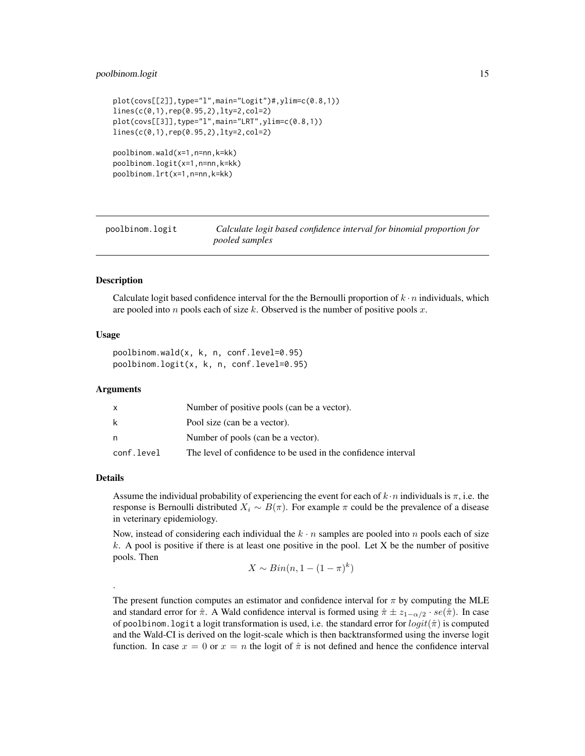```
plot(covs[[2]],type="l",main="Logit")#,ylim=c(0.8,1))
lines(c(0,1),rep(0.95,2),lty=2,col=2)
plot(covs[[3]],type="l",main="LRT",ylim=c(0.8,1))
lines(c(0,1),rep(0.95,2),lty=2,col=2)

poolbinom.wald(x=1,n=nn,k=kk)
poolbinom.logit(x=1,n=nn,k=kk)
poolbinom.lrt(x=1,n=nn,k=kk)
```

---

## poolbinom.logit — *Calculate logit based confidence interval for binomial proportion for pooled samples*

---

### Description

Calculate logit based confidence interval for the the Bernoulli proportion of $k \cdot n$ individuals, which are pooled into $n$ pools each of size $k$. Observed is the number of positive pools $x$.

### Usage

```
poolbinom.wald(x, k, n, conf.level=0.95)
poolbinom.logit(x, k, n, conf.level=0.95)
```

### Arguments

| | |
|---|---|
| x | Number of positive pools (can be a vector). |
| k | Pool size (can be a vector). |
| n | Number of pools (can be a vector). |
| conf.level | The level of confidence to be used in the confidence interval |

### Details

Assume the individual probability of experiencing the event for each of $k \cdot n$ individuals is $\pi$, i.e. the response is Bernoulli distributed $X_i \sim B(\pi)$. For example $\pi$ could be the prevalence of a disease in veterinary epidemiology.

Now, instead of considering each individual the $k \cdot n$ samples are pooled into $n$ pools each of size $k$. A pool is positive if there is at least one positive in the pool. Let X be the number of positive pools. Then

$$X \sim Bin(n, 1 - (1 - \pi)^k)$$

.

The present function computes an estimator and confidence interval for $\pi$ by computing the MLE and standard error for $\hat{\pi}$. A Wald confidence interval is formed using $\hat{\pi} \pm z_{1-\alpha/2} \cdot se(\hat{\pi})$. In case of poolbinom.logit a logit transformation is used, i.e. the standard error for $logit(\hat{\pi})$ is computed and the Wald-CI is derived on the logit-scale which is then backtransformed using the inverse logit function. In case $x = 0$ or $x = n$ the logit of $\hat{\pi}$ is not defined and hence the confidence interval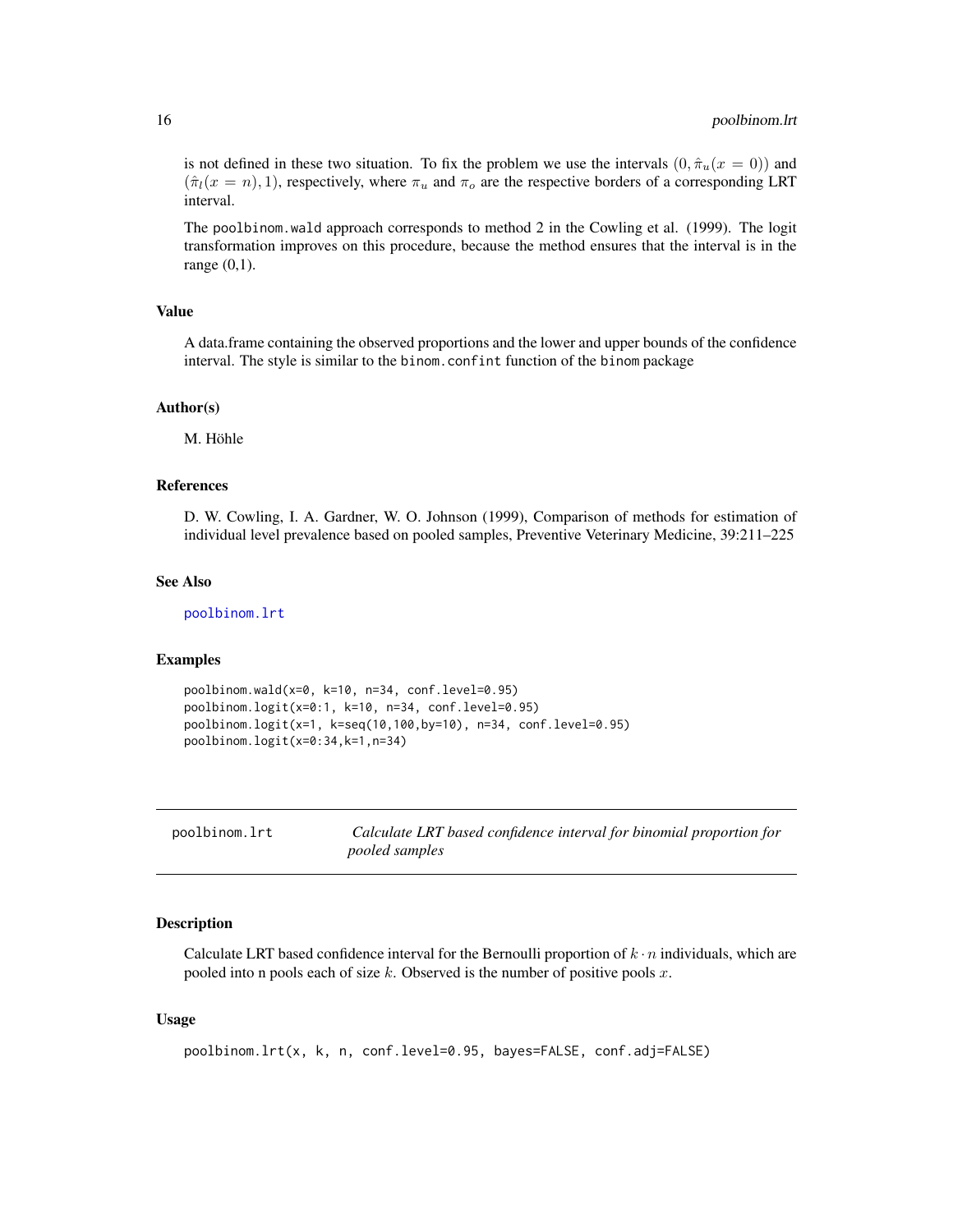is not defined in these two situation. To fix the problem we use the intervals $(0, \hat{\pi}_u(x = 0))$ and $(\hat{\pi}_l(x = n), 1)$, respectively, where $\pi_u$ and $\pi_o$ are the respective borders of a corresponding LRT interval.

The `poolbinom.wald` approach corresponds to method 2 in the Cowling et al. (1999). The logit transformation improves on this procedure, because the method ensures that the interval is in the range (0,1).

### Value

A data.frame containing the observed proportions and the lower and upper bounds of the confidence interval. The style is similar to the `binom.confint` function of the `binom` package

### Author(s)

M. Höhle

### References

D. W. Cowling, I. A. Gardner, W. O. Johnson (1999), Comparison of methods for estimation of individual level prevalence based on pooled samples, Preventive Veterinary Medicine, 39:211–225

### See Also

`poolbinom.lrt`

### Examples

```
poolbinom.wald(x=0, k=10, n=34, conf.level=0.95)
poolbinom.logit(x=0:1, k=10, n=34, conf.level=0.95)
poolbinom.logit(x=1, k=seq(10,100,by=10), n=34, conf.level=0.95)
poolbinom.logit(x=0:34,k=1,n=34)
```

---

## poolbinom.lrt — *Calculate LRT based confidence interval for binomial proportion for pooled samples*

---

### Description

Calculate LRT based confidence interval for the Bernoulli proportion of $k \cdot n$ individuals, which are pooled into n pools each of size $k$. Observed is the number of positive pools $x$.

### Usage

```
poolbinom.lrt(x, k, n, conf.level=0.95, bayes=FALSE, conf.adj=FALSE)
```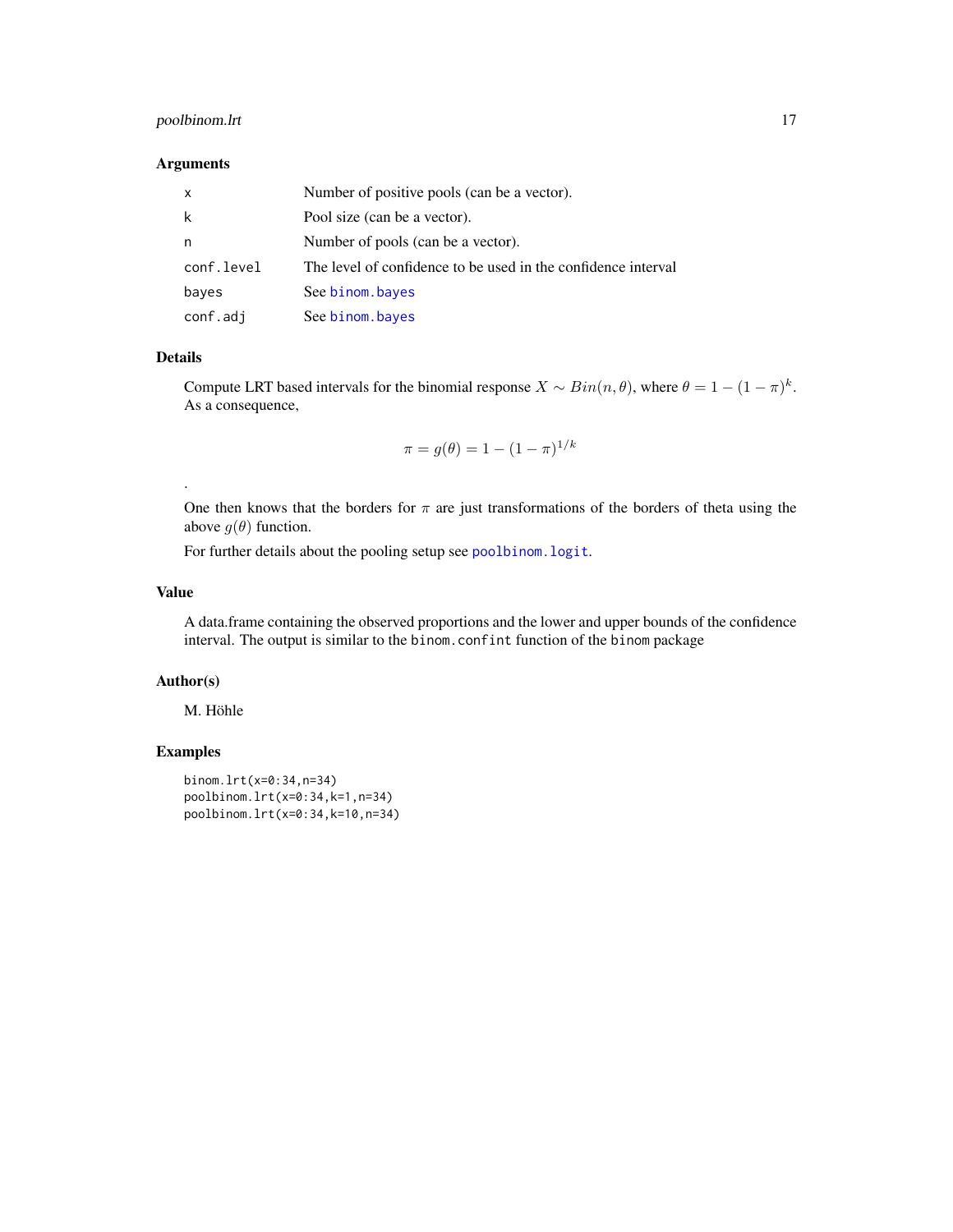### Arguments

| | |
|---|---|
| `x` | Number of positive pools (can be a vector). |
| `k` | Pool size (can be a vector). |
| `n` | Number of pools (can be a vector). |
| `conf.level` | The level of confidence to be used in the confidence interval |
| `bayes` | See `binom.bayes` |
| `conf.adj` | See `binom.bayes` |

### Details

Compute LRT based intervals for the binomial response $X \sim Bin(n, \theta)$, where $\theta = 1 - (1 - \pi)^k$. As a consequence,

$$\pi = g(\theta) = 1 - (1 - \pi)^{1/k}$$

.

One then knows that the borders for $\pi$ are just transformations of the borders of theta using the above $g(\theta)$ function.

For further details about the pooling setup see `poolbinom.logit`.

### Value

A data.frame containing the observed proportions and the lower and upper bounds of the confidence interval. The output is similar to the `binom.confint` function of the `binom` package

### Author(s)

M. Höhle

### Examples

```
binom.lrt(x=0:34,n=34)
poolbinom.lrt(x=0:34,k=1,n=34)
poolbinom.lrt(x=0:34,k=10,n=34)
```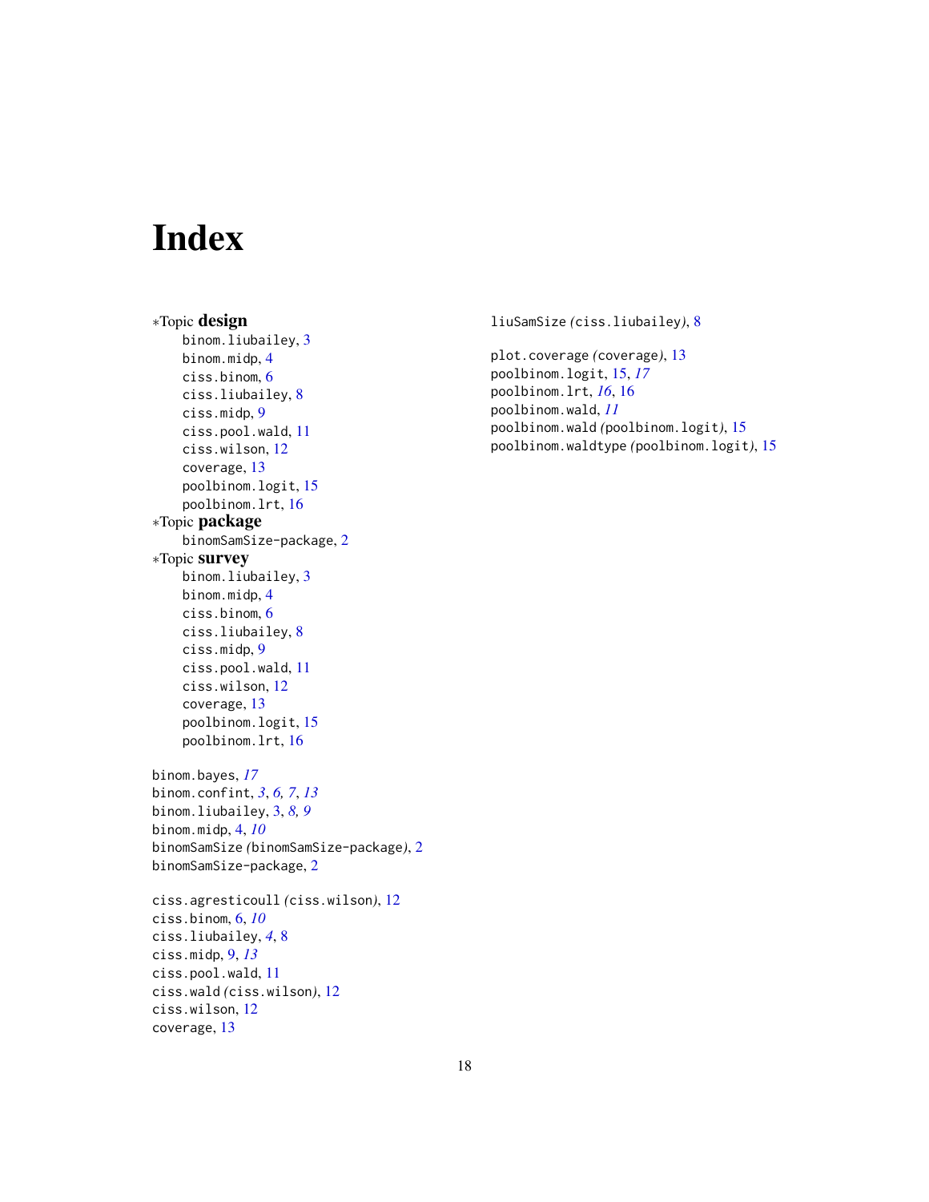# Index

∗Topic **design**

- binom.liubailey, 3
- binom.midp, 4
- ciss.binom, 6
- ciss.liubailey, 8
- ciss.midp, 9
- ciss.pool.wald, 11
- ciss.wilson, 12
- coverage, 13
- poolbinom.logit, 15
- poolbinom.lrt, 16

∗Topic **package**

- binomSamSize-package, 2

∗Topic **survey**

- binom.liubailey, 3
- binom.midp, 4
- ciss.binom, 6
- ciss.liubailey, 8
- ciss.midp, 9
- ciss.pool.wald, 11
- ciss.wilson, 12
- coverage, 13
- poolbinom.logit, 15
- poolbinom.lrt, 16

binom.bayes, *17*
binom.confint, *3*, *6, 7*, *13*
binom.liubailey, 3, *8, 9*
binom.midp, 4, *10*
binomSamSize *(*binomSamSize-package*)*, 2
binomSamSize-package, 2

ciss.agresticoull *(*ciss.wilson*)*, 12
ciss.binom, 6, *10*
ciss.liubailey, *4*, 8
ciss.midp, 9, *13*
ciss.pool.wald, 11
ciss.wald *(*ciss.wilson*)*, 12
ciss.wilson, 12
coverage, 13

liuSamSize *(*ciss.liubailey*)*, 8

plot.coverage *(*coverage*)*, 13
poolbinom.logit, 15, *17*
poolbinom.lrt, *16*, 16
poolbinom.wald, *11*
poolbinom.wald *(*poolbinom.logit*)*, 15
poolbinom.waldtype *(*poolbinom.logit*)*, 15